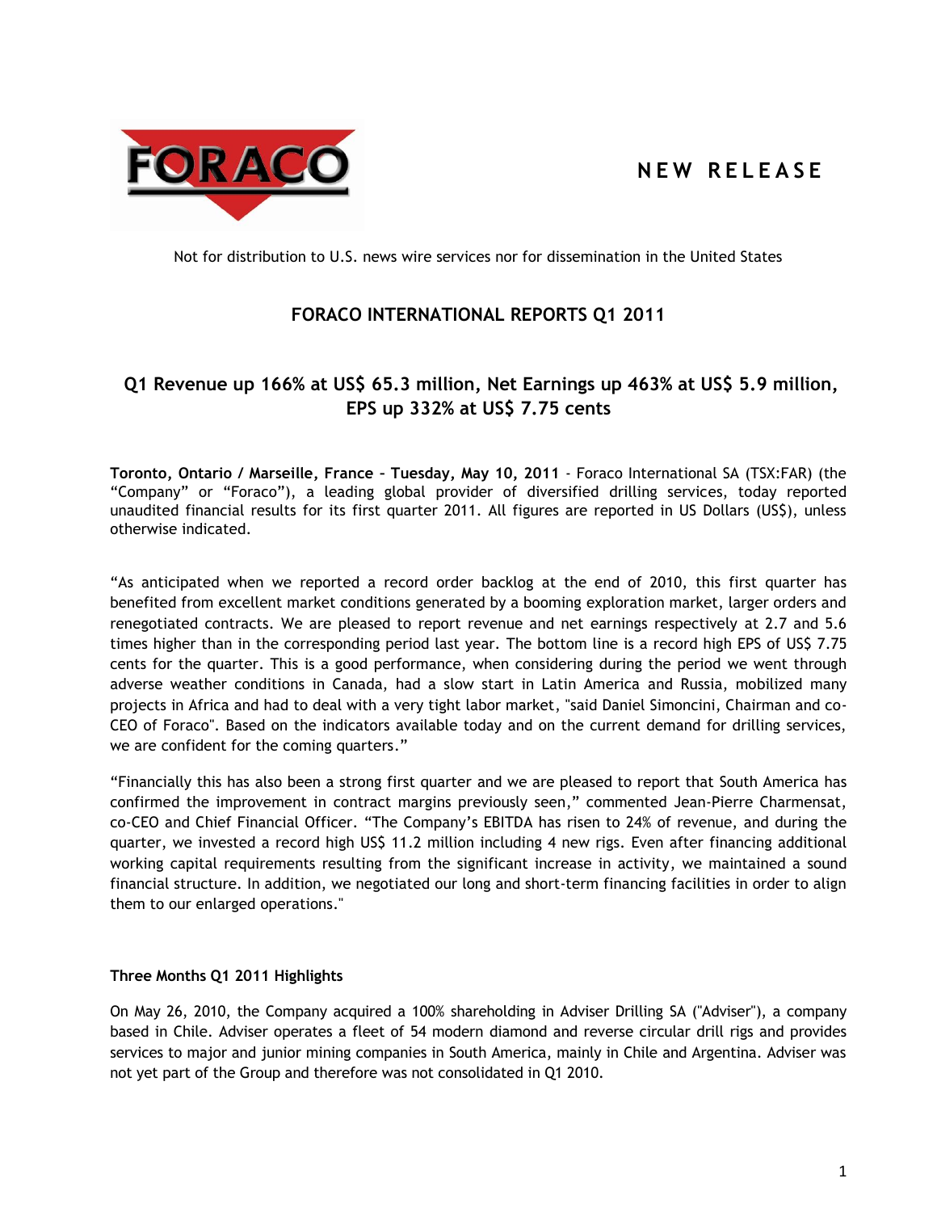FORACO

**NEW RELEASE**

Not for distribution to U.S. news wire services nor for dissemination in the United States

# FORACO INTERNATIONAL REPORTS Q1 2011

## Q1 Revenue up 166% at US$ 65.3 million, Net Earnings up 463% at US$ 5.9 million, EPS up 332% at US$ 7.75 cents

**Toronto, Ontario / Marseille, France – Tuesday, May 10, 2011** - Foraco International SA (TSX:FAR) (the "Company" or "Foraco"), a leading global provider of diversified drilling services, today reported unaudited financial results for its first quarter 2011. All figures are reported in US Dollars (US$), unless otherwise indicated.

"As anticipated when we reported a record order backlog at the end of 2010, this first quarter has benefited from excellent market conditions generated by a booming exploration market, larger orders and renegotiated contracts. We are pleased to report revenue and net earnings respectively at 2.7 and 5.6 times higher than in the corresponding period last year. The bottom line is a record high EPS of US$ 7.75 cents for the quarter. This is a good performance, when considering during the period we went through adverse weather conditions in Canada, had a slow start in Latin America and Russia, mobilized many projects in Africa and had to deal with a very tight labor market, "said Daniel Simoncini, Chairman and co-CEO of Foraco". Based on the indicators available today and on the current demand for drilling services, we are confident for the coming quarters."

"Financially this has also been a strong first quarter and we are pleased to report that South America has confirmed the improvement in contract margins previously seen," commented Jean-Pierre Charmensat, co-CEO and Chief Financial Officer. "The Company's EBITDA has risen to 24% of revenue, and during the quarter, we invested a record high US$ 11.2 million including 4 new rigs. Even after financing additional working capital requirements resulting from the significant increase in activity, we maintained a sound financial structure. In addition, we negotiated our long and short-term financing facilities in order to align them to our enlarged operations."

### Three Months Q1 2011 Highlights

On May 26, 2010, the Company acquired a 100% shareholding in Adviser Drilling SA ("Adviser"), a company based in Chile. Adviser operates a fleet of 54 modern diamond and reverse circular drill rigs and provides services to major and junior mining companies in South America, mainly in Chile and Argentina. Adviser was not yet part of the Group and therefore was not consolidated in Q1 2010.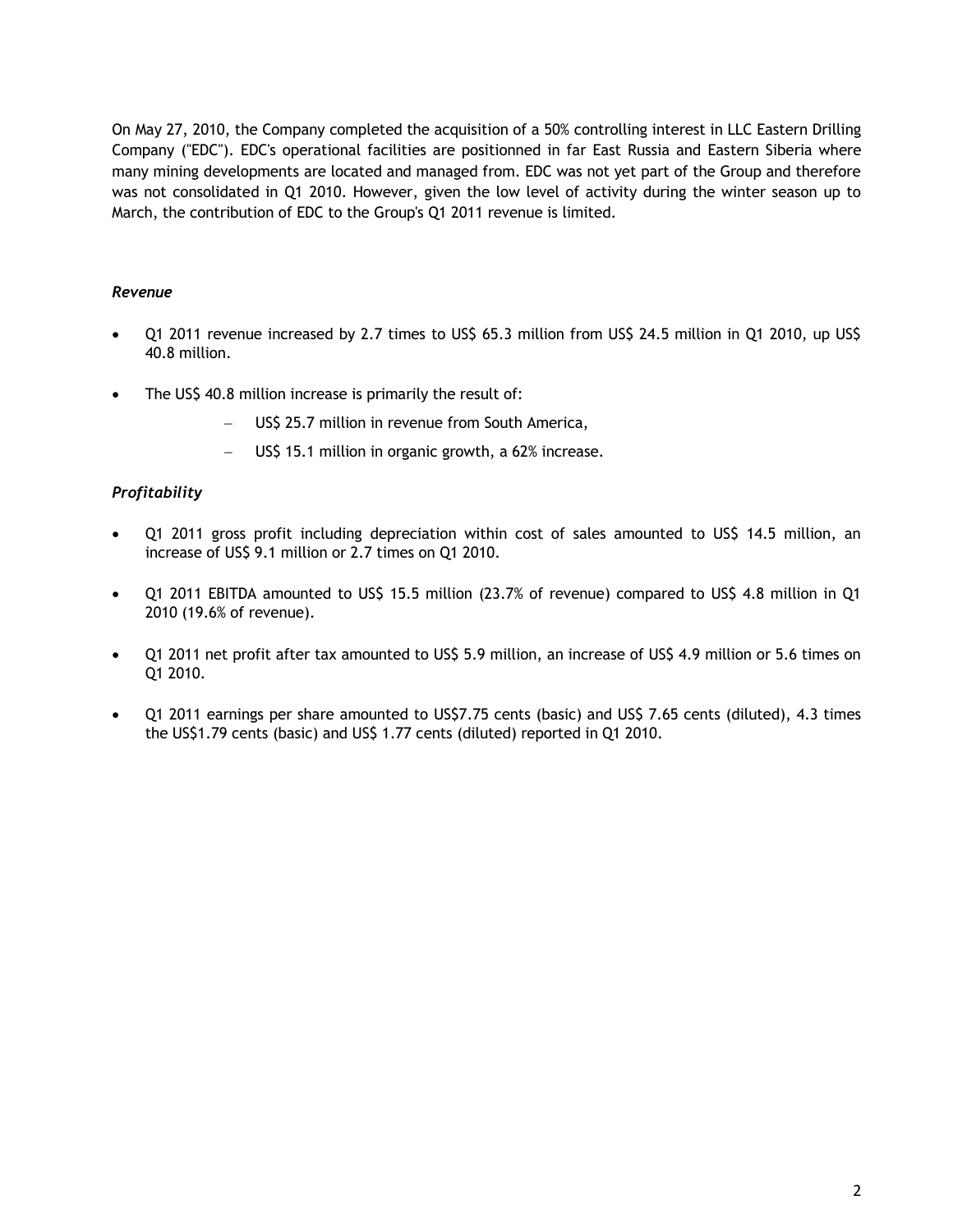On May 27, 2010, the Company completed the acquisition of a 50% controlling interest in LLC Eastern Drilling Company ("EDC"). EDC's operational facilities are positionned in far East Russia and Eastern Siberia where many mining developments are located and managed from. EDC was not yet part of the Group and therefore was not consolidated in Q1 2010. However, given the low level of activity during the winter season up to March, the contribution of EDC to the Group's Q1 2011 revenue is limited.

### *Revenue*

- Q1 2011 revenue increased by 2.7 times to US$ 65.3 million from US$ 24.5 million in Q1 2010, up US$ 40.8 million.
- The US$ 40.8 million increase is primarily the result of:
  - US$ 25.7 million in revenue from South America,
  - US$ 15.1 million in organic growth, a 62% increase.

### *Profitability*

- Q1 2011 gross profit including depreciation within cost of sales amounted to US$ 14.5 million, an increase of US$ 9.1 million or 2.7 times on Q1 2010.
- Q1 2011 EBITDA amounted to US$ 15.5 million (23.7% of revenue) compared to US$ 4.8 million in Q1 2010 (19.6% of revenue).
- Q1 2011 net profit after tax amounted to US$ 5.9 million, an increase of US$ 4.9 million or 5.6 times on Q1 2010.
- Q1 2011 earnings per share amounted to US$7.75 cents (basic) and US$ 7.65 cents (diluted), 4.3 times the US$1.79 cents (basic) and US$ 1.77 cents (diluted) reported in Q1 2010.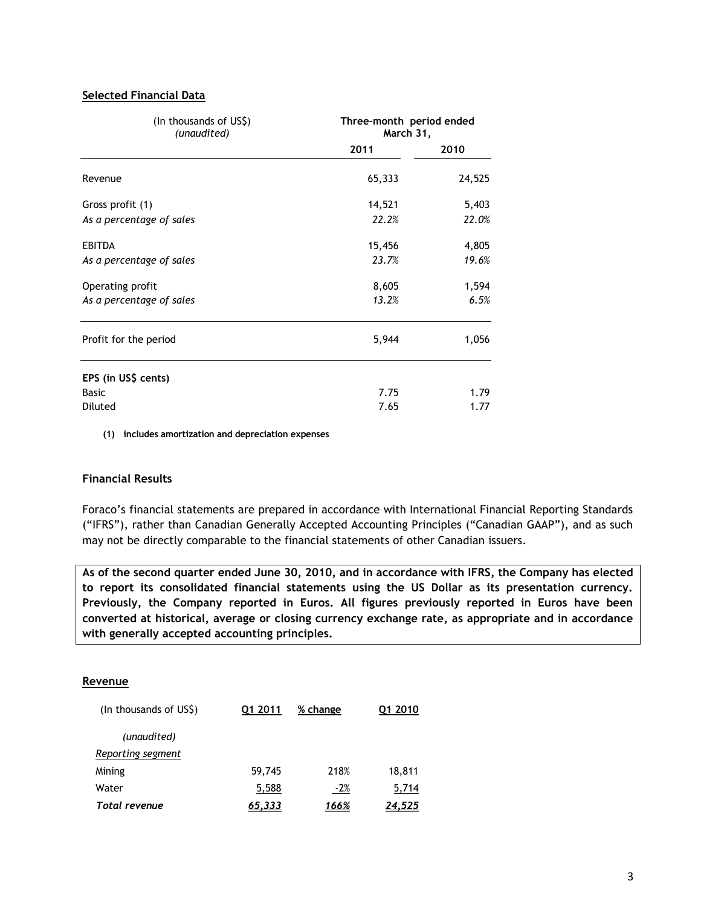## Selected Financial Data

| (In thousands of US$) *(unaudited)* | Three-month period ended March 31, | |
|---|---|---|
| | **2011** | **2010** |
| Revenue | 65,333 | 24,525 |
| Gross profit (1) | 14,521 | 5,403 |
| *As a percentage of sales* | *22.2%* | *22.0%* |
| EBITDA | 15,456 | 4,805 |
| *As a percentage of sales* | *23.7%* | *19.6%* |
| Operating profit | 8,605 | 1,594 |
| *As a percentage of sales* | *13.2%* | *6.5%* |
| Profit for the period | 5,944 | 1,056 |
| **EPS (in US$ cents)** | | |
| Basic | 7.75 | 1.79 |
| Diluted | 7.65 | 1.77 |

**(1) includes amortization and depreciation expenses**

### Financial Results

Foraco's financial statements are prepared in accordance with International Financial Reporting Standards ("IFRS"), rather than Canadian Generally Accepted Accounting Principles ("Canadian GAAP"), and as such may not be directly comparable to the financial statements of other Canadian issuers.

**As of the second quarter ended June 30, 2010, and in accordance with IFRS, the Company has elected to report its consolidated financial statements using the US Dollar as its presentation currency. Previously, the Company reported in Euros. All figures previously reported in Euros have been converted at historical, average or closing currency exchange rate, as appropriate and in accordance with generally accepted accounting principles.**

## Revenue

| (In thousands of US$) | Q1 2011 | % change | Q1 2010 |
|---|---|---|---|
| *(unaudited)* | | | |
| *Reporting segment* | | | |
| Mining | 59,745 | 218% | 18,811 |
| Water | 5,588 | -2% | 5,714 |
| ***Total revenue*** | ***65,333*** | ***166%*** | ***24,525*** |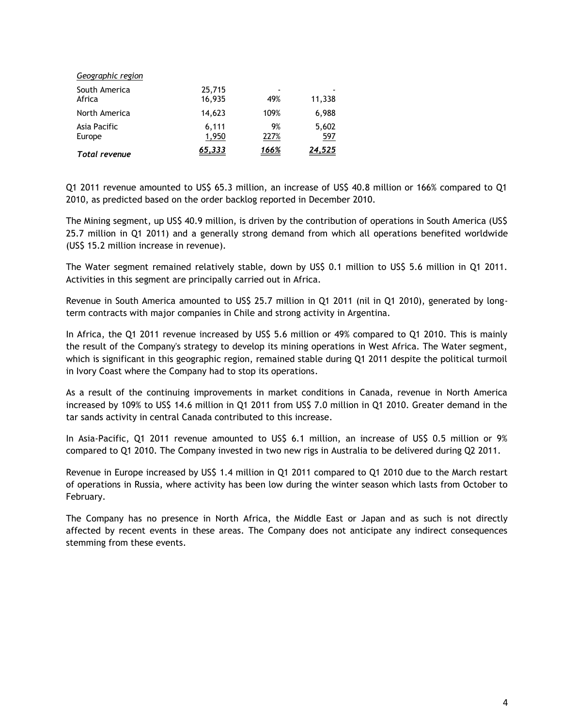| *Geographic region* | | | |
| --- | --- | --- | --- |
| South America | 25,715 | - | - |
| Africa | 16,935 | 49% | 11,338 |
| North America | 14,623 | 109% | 6,988 |
| Asia Pacific | 6,111 | 9% | 5,602 |
| Europe | 1,950 | 227% | 597 |
| ***Total revenue*** | ***65,333*** | ***166%*** | ***24,525*** |

Q1 2011 revenue amounted to US$ 65.3 million, an increase of US$ 40.8 million or 166% compared to Q1 2010, as predicted based on the order backlog reported in December 2010.

The Mining segment, up US$ 40.9 million, is driven by the contribution of operations in South America (US$ 25.7 million in Q1 2011) and a generally strong demand from which all operations benefited worldwide (US$ 15.2 million increase in revenue).

The Water segment remained relatively stable, down by US$ 0.1 million to US$ 5.6 million in Q1 2011. Activities in this segment are principally carried out in Africa.

Revenue in South America amounted to US$ 25.7 million in Q1 2011 (nil in Q1 2010), generated by long-term contracts with major companies in Chile and strong activity in Argentina.

In Africa, the Q1 2011 revenue increased by US$ 5.6 million or 49% compared to Q1 2010. This is mainly the result of the Company's strategy to develop its mining operations in West Africa. The Water segment, which is significant in this geographic region, remained stable during Q1 2011 despite the political turmoil in Ivory Coast where the Company had to stop its operations.

As a result of the continuing improvements in market conditions in Canada, revenue in North America increased by 109% to US$ 14.6 million in Q1 2011 from US$ 7.0 million in Q1 2010. Greater demand in the tar sands activity in central Canada contributed to this increase.

In Asia-Pacific, Q1 2011 revenue amounted to US$ 6.1 million, an increase of US$ 0.5 million or 9% compared to Q1 2010. The Company invested in two new rigs in Australia to be delivered during Q2 2011.

Revenue in Europe increased by US$ 1.4 million in Q1 2011 compared to Q1 2010 due to the March restart of operations in Russia, where activity has been low during the winter season which lasts from October to February.

The Company has no presence in North Africa, the Middle East or Japan and as such is not directly affected by recent events in these areas. The Company does not anticipate any indirect consequences stemming from these events.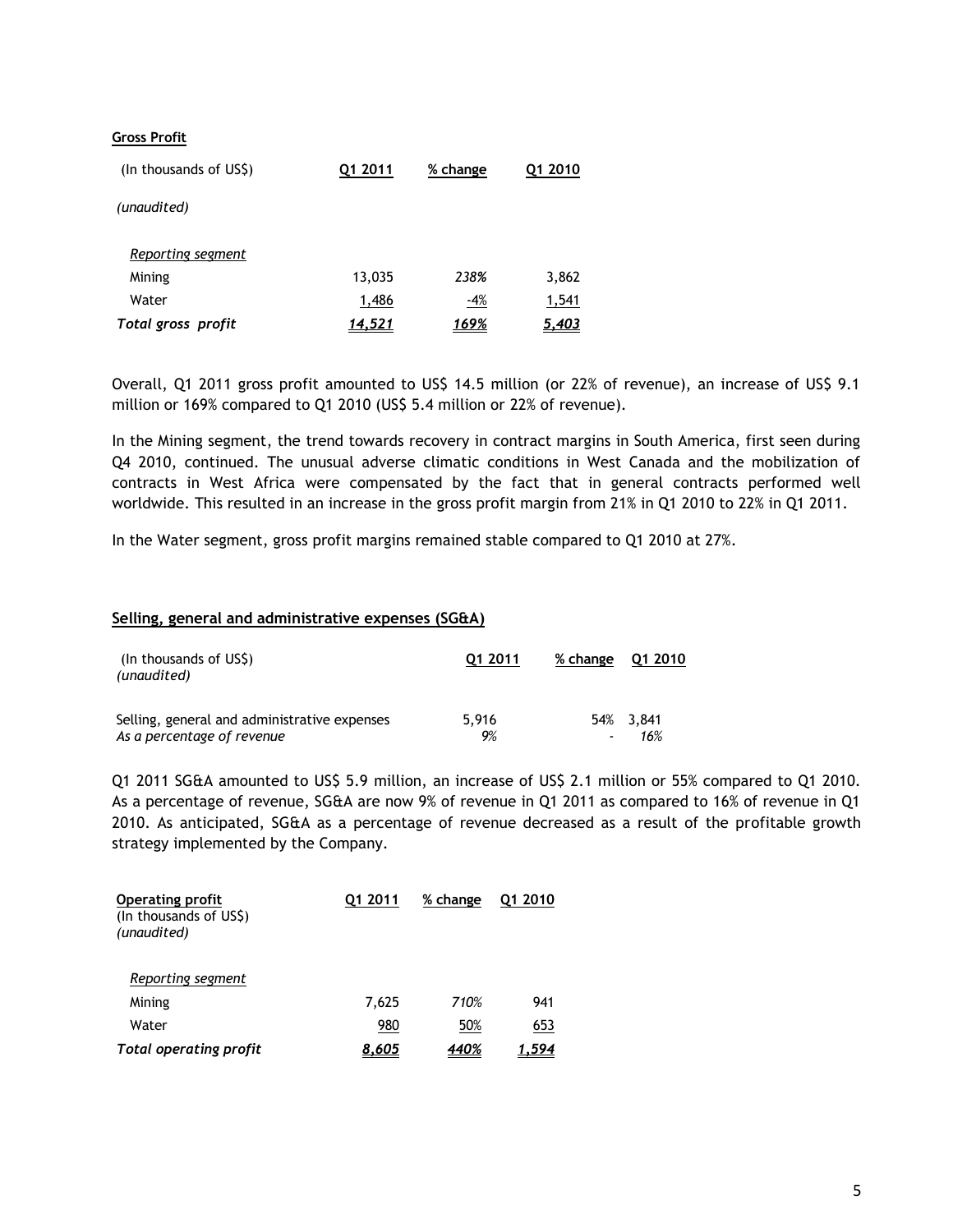**Gross Profit**

| (In thousands of US$) | Q1 2011 | % change | Q1 2010 |
|---|---|---|---|
| *(unaudited)* | | | |
| *Reporting segment* | | | |
| Mining | 13,035 | *238%* | 3,862 |
| Water | 1,486 | -4% | 1,541 |
| ***Total gross profit*** | ***14,521*** | ***169%*** | ***5,403*** |

Overall, Q1 2011 gross profit amounted to US$ 14.5 million (or 22% of revenue), an increase of US$ 9.1 million or 169% compared to Q1 2010 (US$ 5.4 million or 22% of revenue).

In the Mining segment, the trend towards recovery in contract margins in South America, first seen during Q4 2010, continued. The unusual adverse climatic conditions in West Canada and the mobilization of contracts in West Africa were compensated by the fact that in general contracts performed well worldwide. This resulted in an increase in the gross profit margin from 21% in Q1 2010 to 22% in Q1 2011.

In the Water segment, gross profit margins remained stable compared to Q1 2010 at 27%.

## Selling, general and administrative expenses (SG&A)

| (In thousands of US$) *(unaudited)* | Q1 2011 | % change | Q1 2010 |
|---|---|---|---|
| Selling, general and administrative expenses | 5,916 | 54% | 3,841 |
| *As a percentage of revenue* | *9%* | - | *16%* |

Q1 2011 SG&A amounted to US$ 5.9 million, an increase of US$ 2.1 million or 55% compared to Q1 2010. As a percentage of revenue, SG&A are now 9% of revenue in Q1 2011 as compared to 16% of revenue in Q1 2010. As anticipated, SG&A as a percentage of revenue decreased as a result of the profitable growth strategy implemented by the Company.

| **Operating profit** (In thousands of US$) *(unaudited)* | Q1 2011 | % change | Q1 2010 |
|---|---|---|---|
| *Reporting segment* | | | |
| Mining | 7,625 | *710%* | 941 |
| Water | 980 | 50% | 653 |
| ***Total operating profit*** | ***8,605*** | ***440%*** | ***1,594*** |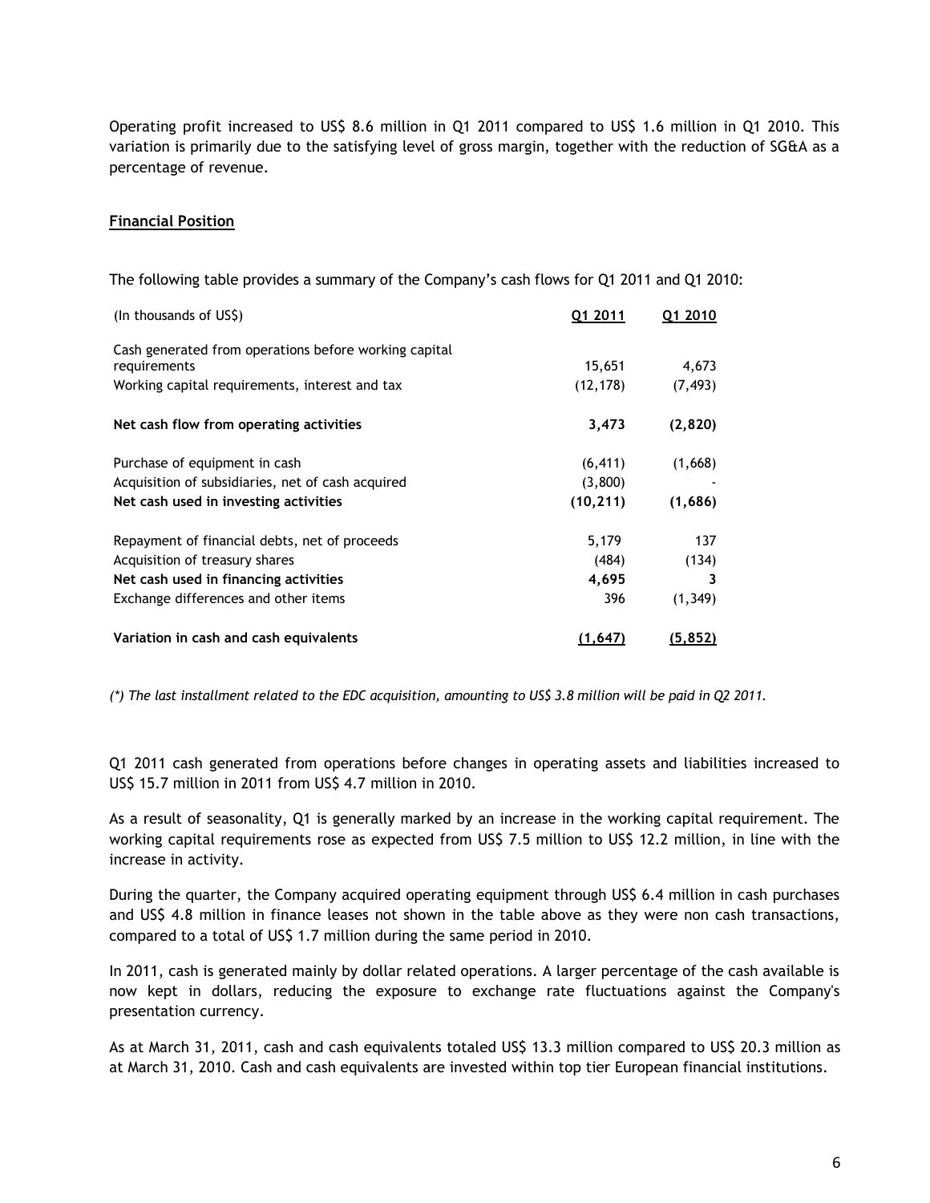Operating profit increased to US$ 8.6 million in Q1 2011 compared to US$ 1.6 million in Q1 2010. This variation is primarily due to the satisfying level of gross margin, together with the reduction of SG&A as a percentage of revenue.

## Financial Position

The following table provides a summary of the Company's cash flows for Q1 2011 and Q1 2010:

| (In thousands of US$) | Q1 2011 | Q1 2010 |
|---|---|---|
| Cash generated from operations before working capital requirements | 15,651 | 4,673 |
| Working capital requirements, interest and tax | (12,178) | (7,493) |
| **Net cash flow from operating activities** | **3,473** | **(2,820)** |
| Purchase of equipment in cash | (6,411) | (1,668) |
| Acquisition of subsidiaries, net of cash acquired | (3,800) | - |
| **Net cash used in investing activities** | **(10,211)** | **(1,686)** |
| Repayment of financial debts, net of proceeds | 5,179 | 137 |
| Acquisition of treasury shares | (484) | (134) |
| **Net cash used in financing activities** | **4,695** | **3** |
| Exchange differences and other items | 396 | (1,349) |
| **Variation in cash and cash equivalents** | **(1,647)** | **(5,852)** |

*(\*) The last installment related to the EDC acquisition, amounting to US$ 3.8 million will be paid in Q2 2011.*

Q1 2011 cash generated from operations before changes in operating assets and liabilities increased to US$ 15.7 million in 2011 from US$ 4.7 million in 2010.

As a result of seasonality, Q1 is generally marked by an increase in the working capital requirement. The working capital requirements rose as expected from US$ 7.5 million to US$ 12.2 million, in line with the increase in activity.

During the quarter, the Company acquired operating equipment through US$ 6.4 million in cash purchases and US$ 4.8 million in finance leases not shown in the table above as they were non cash transactions, compared to a total of US$ 1.7 million during the same period in 2010.

In 2011, cash is generated mainly by dollar related operations. A larger percentage of the cash available is now kept in dollars, reducing the exposure to exchange rate fluctuations against the Company's presentation currency.

As at March 31, 2011, cash and cash equivalents totaled US$ 13.3 million compared to US$ 20.3 million as at March 31, 2010. Cash and cash equivalents are invested within top tier European financial institutions.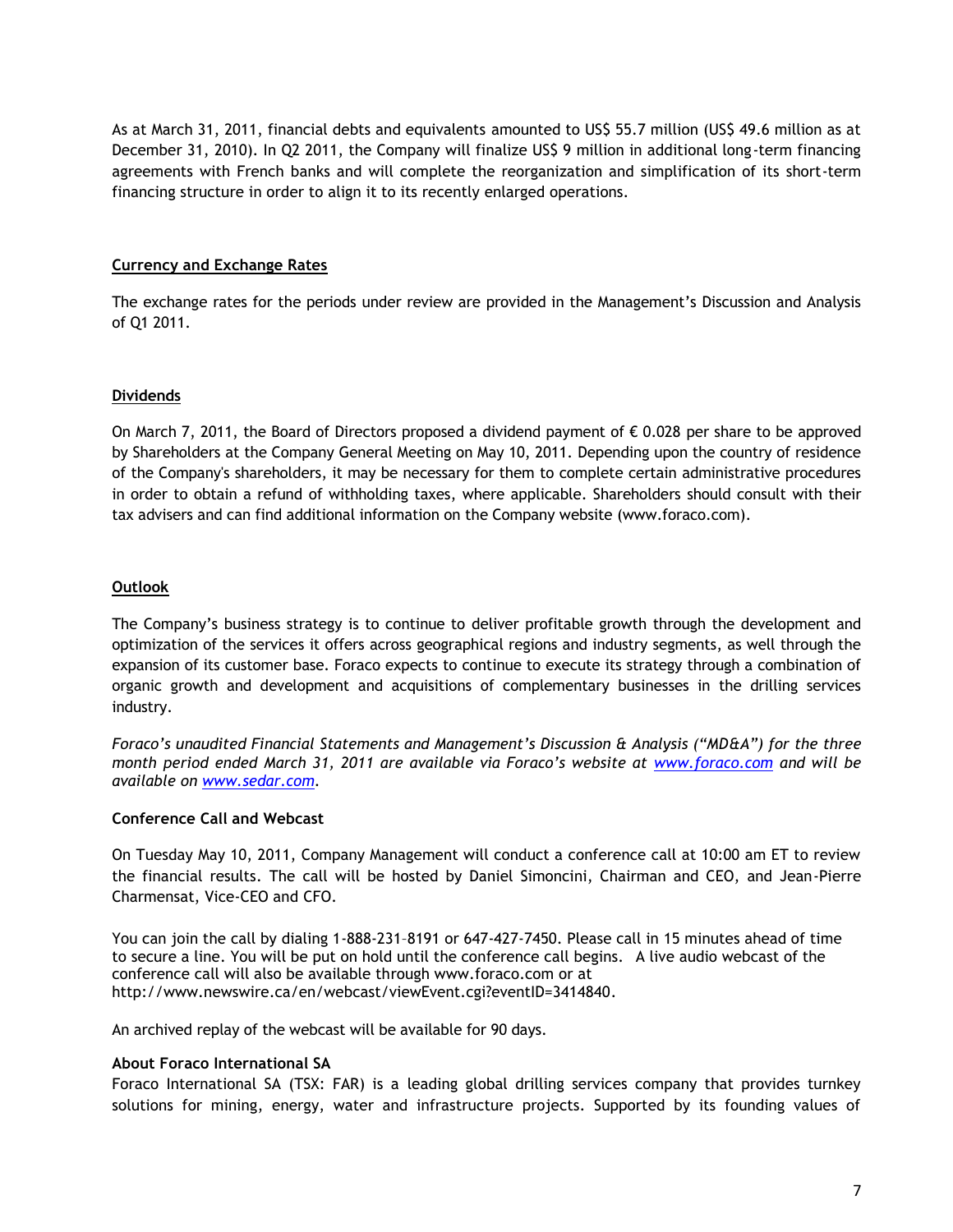As at March 31, 2011, financial debts and equivalents amounted to US$ 55.7 million (US$ 49.6 million as at December 31, 2010). In Q2 2011, the Company will finalize US$ 9 million in additional long-term financing agreements with French banks and will complete the reorganization and simplification of its short-term financing structure in order to align it to its recently enlarged operations.

## Currency and Exchange Rates

The exchange rates for the periods under review are provided in the Management's Discussion and Analysis of Q1 2011.

## Dividends

On March 7, 2011, the Board of Directors proposed a dividend payment of € 0.028 per share to be approved by Shareholders at the Company General Meeting on May 10, 2011. Depending upon the country of residence of the Company's shareholders, it may be necessary for them to complete certain administrative procedures in order to obtain a refund of withholding taxes, where applicable. Shareholders should consult with their tax advisers and can find additional information on the Company website (www.foraco.com).

## Outlook

The Company's business strategy is to continue to deliver profitable growth through the development and optimization of the services it offers across geographical regions and industry segments, as well through the expansion of its customer base. Foraco expects to continue to execute its strategy through a combination of organic growth and development and acquisitions of complementary businesses in the drilling services industry.

*Foraco's unaudited Financial Statements and Management's Discussion & Analysis ("MD&A") for the three month period ended March 31, 2011 are available via Foraco's website at [www.foraco.com](www.foraco.com) and will be available on [www.sedar.com](www.sedar.com).*

**Conference Call and Webcast**

On Tuesday May 10, 2011, Company Management will conduct a conference call at 10:00 am ET to review the financial results. The call will be hosted by Daniel Simoncini, Chairman and CEO, and Jean-Pierre Charmensat, Vice-CEO and CFO.

You can join the call by dialing 1-888-231-8191 or 647-427-7450. Please call in 15 minutes ahead of time to secure a line. You will be put on hold until the conference call begins. A live audio webcast of the conference call will also be available through www.foraco.com or at http://www.newswire.ca/en/webcast/viewEvent.cgi?eventID=3414840.

An archived replay of the webcast will be available for 90 days.

**About Foraco International SA**

Foraco International SA (TSX: FAR) is a leading global drilling services company that provides turnkey solutions for mining, energy, water and infrastructure projects. Supported by its founding values of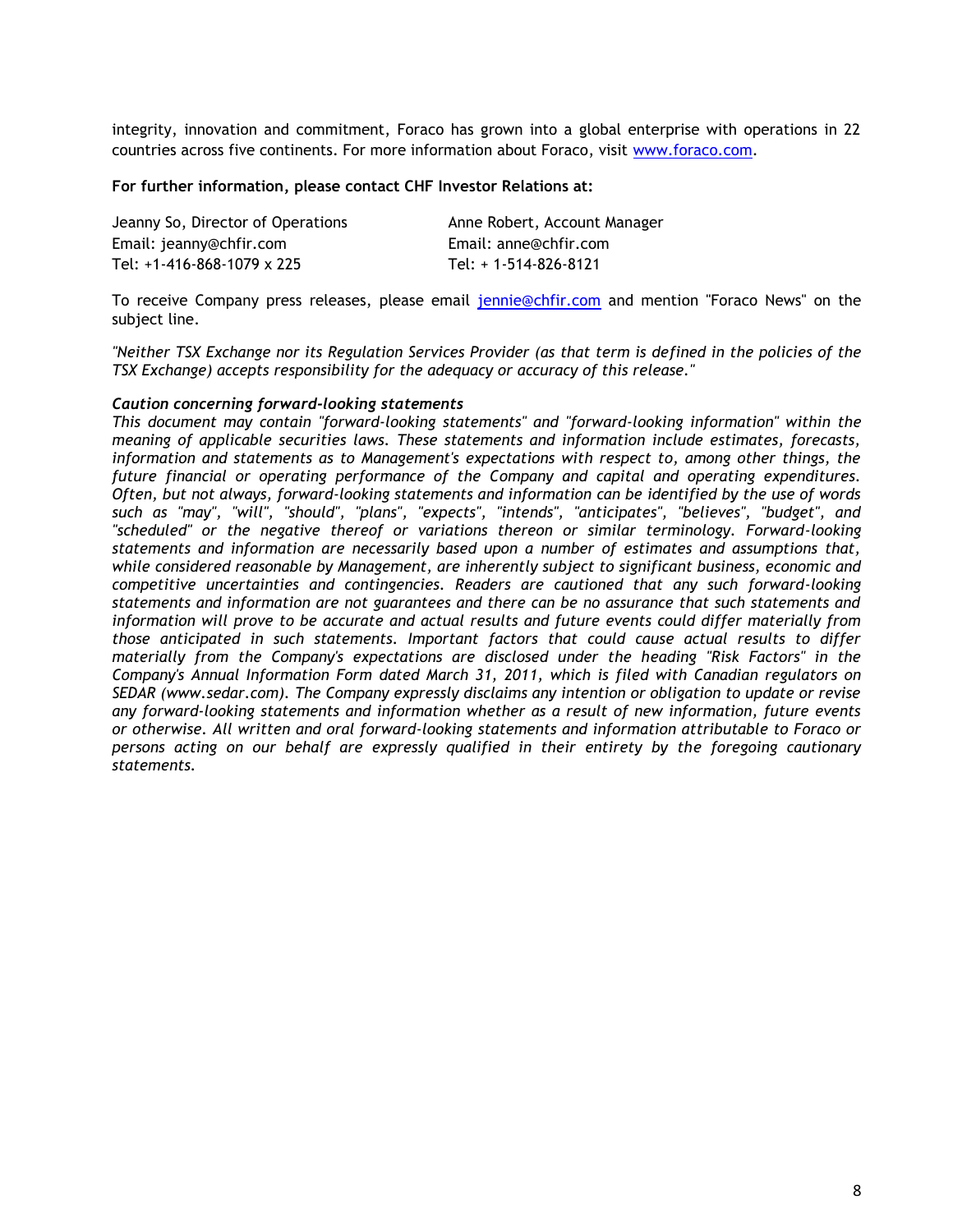integrity, innovation and commitment, Foraco has grown into a global enterprise with operations in 22 countries across five continents. For more information about Foraco, visit www.foraco.com.

**For further information, please contact CHF Investor Relations at:**

| | |
|---|---|
| Jeanny So, Director of Operations | Anne Robert, Account Manager |
| Email: jeanny@chfir.com | Email: anne@chfir.com |
| Tel: +1-416-868-1079 x 225 | Tel: + 1-514-826-8121 |

To receive Company press releases, please email jennie@chfir.com and mention "Foraco News" on the subject line.

*"Neither TSX Exchange nor its Regulation Services Provider (as that term is defined in the policies of the TSX Exchange) accepts responsibility for the adequacy or accuracy of this release."*

***Caution concerning forward-looking statements***

*This document may contain "forward-looking statements" and "forward-looking information" within the meaning of applicable securities laws. These statements and information include estimates, forecasts, information and statements as to Management's expectations with respect to, among other things, the future financial or operating performance of the Company and capital and operating expenditures. Often, but not always, forward-looking statements and information can be identified by the use of words such as "may", "will", "should", "plans", "expects", "intends", "anticipates", "believes", "budget", and "scheduled" or the negative thereof or variations thereon or similar terminology. Forward-looking statements and information are necessarily based upon a number of estimates and assumptions that, while considered reasonable by Management, are inherently subject to significant business, economic and competitive uncertainties and contingencies. Readers are cautioned that any such forward-looking statements and information are not guarantees and there can be no assurance that such statements and information will prove to be accurate and actual results and future events could differ materially from those anticipated in such statements. Important factors that could cause actual results to differ materially from the Company's expectations are disclosed under the heading "Risk Factors" in the Company's Annual Information Form dated March 31, 2011, which is filed with Canadian regulators on SEDAR (www.sedar.com). The Company expressly disclaims any intention or obligation to update or revise any forward-looking statements and information whether as a result of new information, future events or otherwise. All written and oral forward-looking statements and information attributable to Foraco or persons acting on our behalf are expressly qualified in their entirety by the foregoing cautionary statements.*